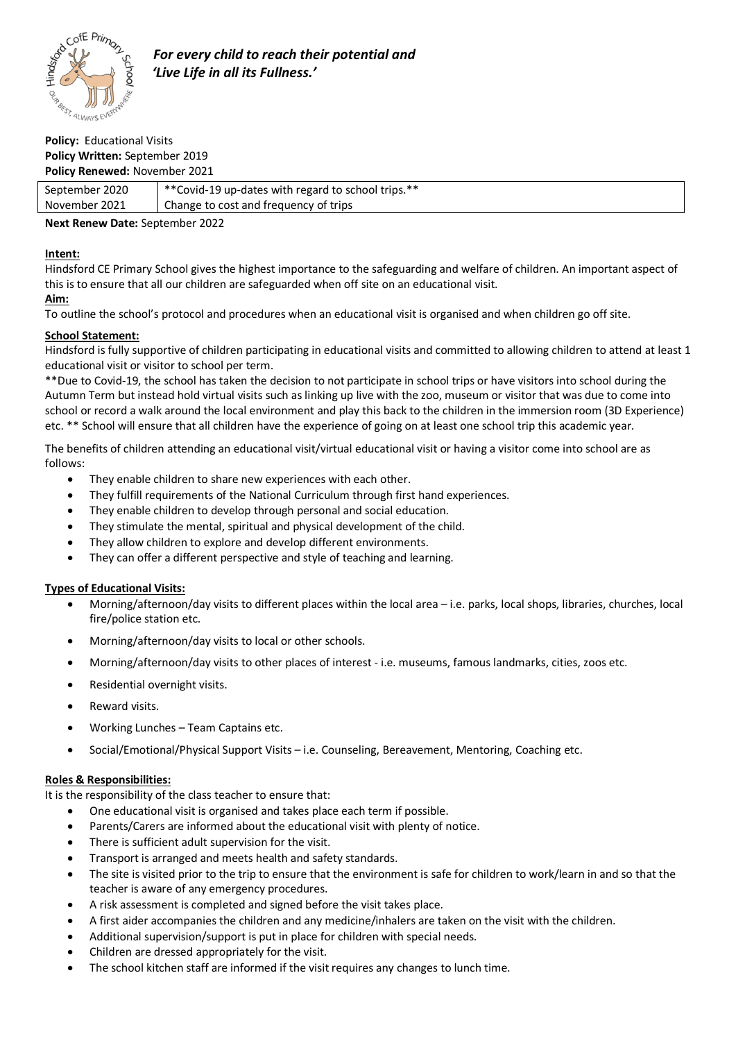*For every child to reach their potential and 'Live Life in all its Fullness.'*

**Policy:** Educational Visits
**Policy Written:** September 2019
**Policy Renewed:** November 2021

| September 2020 | **Covid-19 up-dates with regard to school trips.** |
|---|---|
| November 2021 | Change to cost and frequency of trips |

**Next Renew Date:** September 2022

**Intent:**
Hindsford CE Primary School gives the highest importance to the safeguarding and welfare of children. An important aspect of this is to ensure that all our children are safeguarded when off site on an educational visit.

**Aim:**
To outline the school's protocol and procedures when an educational visit is organised and when children go off site.

**School Statement:**
Hindsford is fully supportive of children participating in educational visits and committed to allowing children to attend at least 1 educational visit or visitor to school per term.

**Due to Covid-19, the school has taken the decision to not participate in school trips or have visitors into school during the Autumn Term but instead hold virtual visits such as linking up live with the zoo, museum or visitor that was due to come into school or record a walk around the local environment and play this back to the children in the immersion room (3D Experience) etc. ** School will ensure that all children have the experience of going on at least one school trip this academic year.

The benefits of children attending an educational visit/virtual educational visit or having a visitor come into school are as follows:

- They enable children to share new experiences with each other.
- They fulfill requirements of the National Curriculum through first hand experiences.
- They enable children to develop through personal and social education.
- They stimulate the mental, spiritual and physical development of the child.
- They allow children to explore and develop different environments.
- They can offer a different perspective and style of teaching and learning.

**Types of Educational Visits:**

- Morning/afternoon/day visits to different places within the local area – i.e. parks, local shops, libraries, churches, local fire/police station etc.
- Morning/afternoon/day visits to local or other schools.
- Morning/afternoon/day visits to other places of interest - i.e. museums, famous landmarks, cities, zoos etc.
- Residential overnight visits.
- Reward visits.
- Working Lunches – Team Captains etc.
- Social/Emotional/Physical Support Visits – i.e. Counseling, Bereavement, Mentoring, Coaching etc.

**Roles & Responsibilities:**
It is the responsibility of the class teacher to ensure that:

- One educational visit is organised and takes place each term if possible.
- Parents/Carers are informed about the educational visit with plenty of notice.
- There is sufficient adult supervision for the visit.
- Transport is arranged and meets health and safety standards.
- The site is visited prior to the trip to ensure that the environment is safe for children to work/learn in and so that the teacher is aware of any emergency procedures.
- A risk assessment is completed and signed before the visit takes place.
- A first aider accompanies the children and any medicine/inhalers are taken on the visit with the children.
- Additional supervision/support is put in place for children with special needs.
- Children are dressed appropriately for the visit.
- The school kitchen staff are informed if the visit requires any changes to lunch time.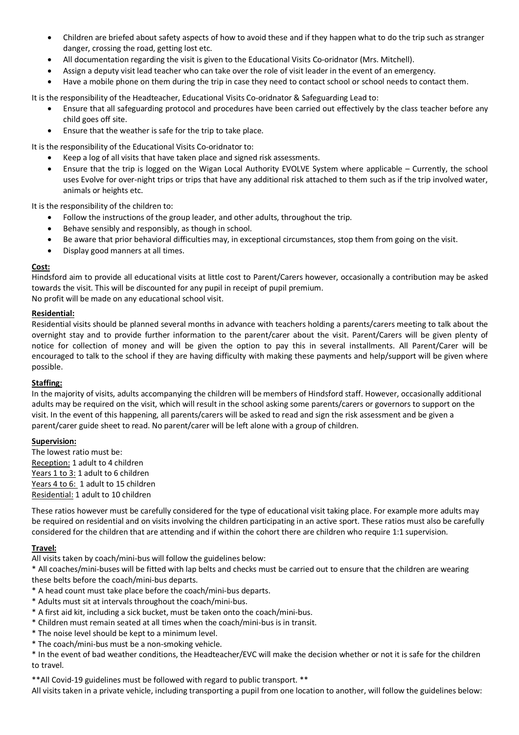- Children are briefed about safety aspects of how to avoid these and if they happen what to do the trip such as stranger danger, crossing the road, getting lost etc.
- All documentation regarding the visit is given to the Educational Visits Co-oridnator (Mrs. Mitchell).
- Assign a deputy visit lead teacher who can take over the role of visit leader in the event of an emergency.
- Have a mobile phone on them during the trip in case they need to contact school or school needs to contact them.

It is the responsibility of the Headteacher, Educational Visits Co-oridnator & Safeguarding Lead to:

- Ensure that all safeguarding protocol and procedures have been carried out effectively by the class teacher before any child goes off site.
- Ensure that the weather is safe for the trip to take place.

It is the responsibility of the Educational Visits Co-oridnator to:

- Keep a log of all visits that have taken place and signed risk assessments.
- Ensure that the trip is logged on the Wigan Local Authority EVOLVE System where applicable – Currently, the school uses Evolve for over-night trips or trips that have any additional risk attached to them such as if the trip involved water, animals or heights etc.

It is the responsibility of the children to:

- Follow the instructions of the group leader, and other adults, throughout the trip.
- Behave sensibly and responsibly, as though in school.
- Be aware that prior behavioral difficulties may, in exceptional circumstances, stop them from going on the visit.
- Display good manners at all times.

**Cost:**

Hindsford aim to provide all educational visits at little cost to Parent/Carers however, occasionally a contribution may be asked towards the visit. This will be discounted for any pupil in receipt of pupil premium.
No profit will be made on any educational school visit.

**Residential:**

Residential visits should be planned several months in advance with teachers holding a parents/carers meeting to talk about the overnight stay and to provide further information to the parent/carer about the visit. Parent/Carers will be given plenty of notice for collection of money and will be given the option to pay this in several installments. All Parent/Carer will be encouraged to talk to the school if they are having difficulty with making these payments and help/support will be given where possible.

**Staffing:**

In the majority of visits, adults accompanying the children will be members of Hindsford staff. However, occasionally additional adults may be required on the visit, which will result in the school asking some parents/carers or governors to support on the visit. In the event of this happening, all parents/carers will be asked to read and sign the risk assessment and be given a parent/carer guide sheet to read. No parent/carer will be left alone with a group of children.

**Supervision:**

The lowest ratio must be:
Reception: 1 adult to 4 children
Years 1 to 3: 1 adult to 6 children
Years 4 to 6: 1 adult to 15 children
Residential: 1 adult to 10 children

These ratios however must be carefully considered for the type of educational visit taking place. For example more adults may be required on residential and on visits involving the children participating in an active sport. These ratios must also be carefully considered for the children that are attending and if within the cohort there are children who require 1:1 supervision.

**Travel:**

All visits taken by coach/mini-bus will follow the guidelines below:
* All coaches/mini-buses will be fitted with lap belts and checks must be carried out to ensure that the children are wearing these belts before the coach/mini-bus departs.
* A head count must take place before the coach/mini-bus departs.
* Adults must sit at intervals throughout the coach/mini-bus.
* A first aid kit, including a sick bucket, must be taken onto the coach/mini-bus.
* Children must remain seated at all times when the coach/mini-bus is in transit.
* The noise level should be kept to a minimum level.
* The coach/mini-bus must be a non-smoking vehicle.
* In the event of bad weather conditions, the Headteacher/EVC will make the decision whether or not it is safe for the children to travel.

**All Covid-19 guidelines must be followed with regard to public transport. **
All visits taken in a private vehicle, including transporting a pupil from one location to another, will follow the guidelines below: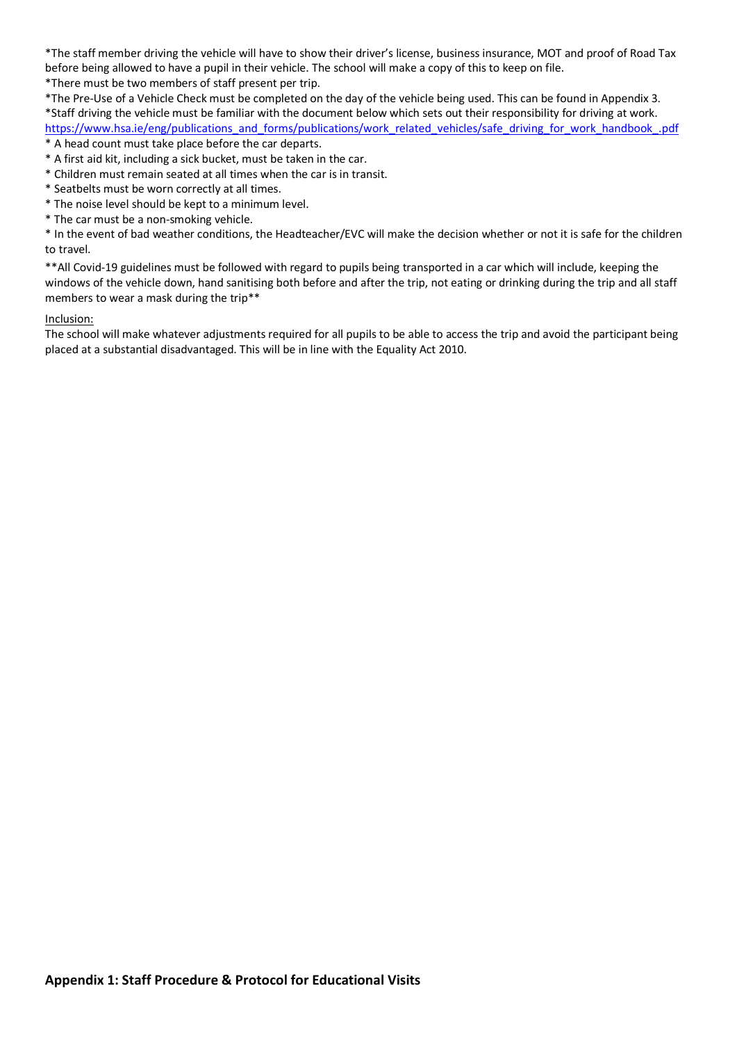*The staff member driving the vehicle will have to show their driver's license, business insurance, MOT and proof of Road Tax before being allowed to have a pupil in their vehicle. The school will make a copy of this to keep on file.
*There must be two members of staff present per trip.
*The Pre-Use of a Vehicle Check must be completed on the day of the vehicle being used. This can be found in Appendix 3.
*Staff driving the vehicle must be familiar with the document below which sets out their responsibility for driving at work.
https://www.hsa.ie/eng/publications_and_forms/publications/work_related_vehicles/safe_driving_for_work_handbook_.pdf

* A head count must take place before the car departs.
* A first aid kit, including a sick bucket, must be taken in the car.
* Children must remain seated at all times when the car is in transit.
* Seatbelts must be worn correctly at all times.
* The noise level should be kept to a minimum level.
* The car must be a non-smoking vehicle.
* In the event of bad weather conditions, the Headteacher/EVC will make the decision whether or not it is safe for the children to travel.

**All Covid-19 guidelines must be followed with regard to pupils being transported in a car which will include, keeping the windows of the vehicle down, hand sanitising both before and after the trip, not eating or drinking during the trip and all staff members to wear a mask during the trip**

Inclusion:

The school will make whatever adjustments required for all pupils to be able to access the trip and avoid the participant being placed at a substantial disadvantaged. This will be in line with the Equality Act 2010.

## Appendix 1: Staff Procedure & Protocol for Educational Visits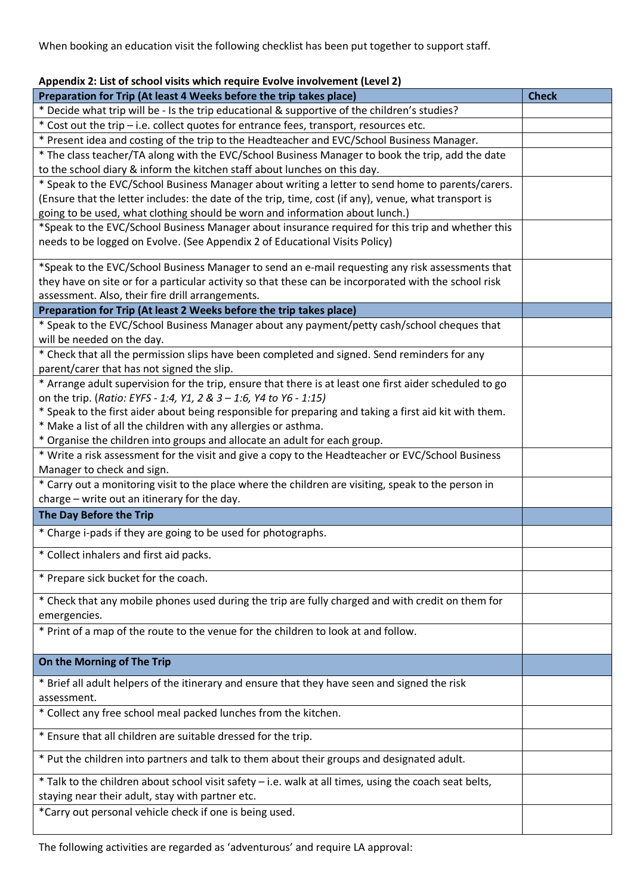When booking an education visit the following checklist has been put together to support staff.

**Appendix 2: List of school visits which require Evolve involvement (Level 2)**

| Preparation for Trip (At least 4 Weeks before the trip takes place) | Check |
|---|---|
| * Decide what trip will be - Is the trip educational & supportive of the children's studies? | |
| * Cost out the trip – i.e. collect quotes for entrance fees, transport, resources etc. | |
| * Present idea and costing of the trip to the Headteacher and EVC/School Business Manager. | |
| * The class teacher/TA along with the EVC/School Business Manager to book the trip, add the date to the school diary & inform the kitchen staff about lunches on this day. | |
| * Speak to the EVC/School Business Manager about writing a letter to send home to parents/carers. (Ensure that the letter includes: the date of the trip, time, cost (if any), venue, what transport is going to be used, what clothing should be worn and information about lunch.) | |
| *Speak to the EVC/School Business Manager about insurance required for this trip and whether this needs to be logged on Evolve. (See Appendix 2 of Educational Visits Policy) | |
| *Speak to the EVC/School Business Manager to send an e-mail requesting any risk assessments that they have on site or for a particular activity so that these can be incorporated with the school risk assessment. Also, their fire drill arrangements. | |
| **Preparation for Trip (At least 2 Weeks before the trip takes place)** | |
| * Speak to the EVC/School Business Manager about any payment/petty cash/school cheques that will be needed on the day. | |
| * Check that all the permission slips have been completed and signed. Send reminders for any parent/carer that has not signed the slip. | |
| * Arrange adult supervision for the trip, ensure that there is at least one first aider scheduled to go on the trip. (*Ratio: EYFS - 1:4, Y1, 2 & 3 – 1:6, Y4 to Y6 - 1:15)*<br>* Speak to the first aider about being responsible for preparing and taking a first aid kit with them.<br>* Make a list of all the children with any allergies or asthma.<br>* Organise the children into groups and allocate an adult for each group. | |
| * Write a risk assessment for the visit and give a copy to the Headteacher or EVC/School Business Manager to check and sign. | |
| * Carry out a monitoring visit to the place where the children are visiting, speak to the person in charge – write out an itinerary for the day. | |
| **The Day Before the Trip** | |
| * Charge i-pads if they are going to be used for photographs. | |
| * Collect inhalers and first aid packs. | |
| * Prepare sick bucket for the coach. | |
| * Check that any mobile phones used during the trip are fully charged and with credit on them for emergencies. | |
| * Print of a map of the route to the venue for the children to look at and follow. | |
| **On the Morning of The Trip** | |
| * Brief all adult helpers of the itinerary and ensure that they have seen and signed the risk assessment. | |
| * Collect any free school meal packed lunches from the kitchen. | |
| * Ensure that all children are suitably dressed for the trip. | |
| * Put the children into partners and talk to them about their groups and designated adult. | |
| * Talk to the children about school visit safety – i.e. walk at all times, using the coach seat belts, staying near their adult, stay with partner etc. | |
| *Carry out personal vehicle check if one is being used. | |

The following activities are regarded as 'adventurous' and require LA approval: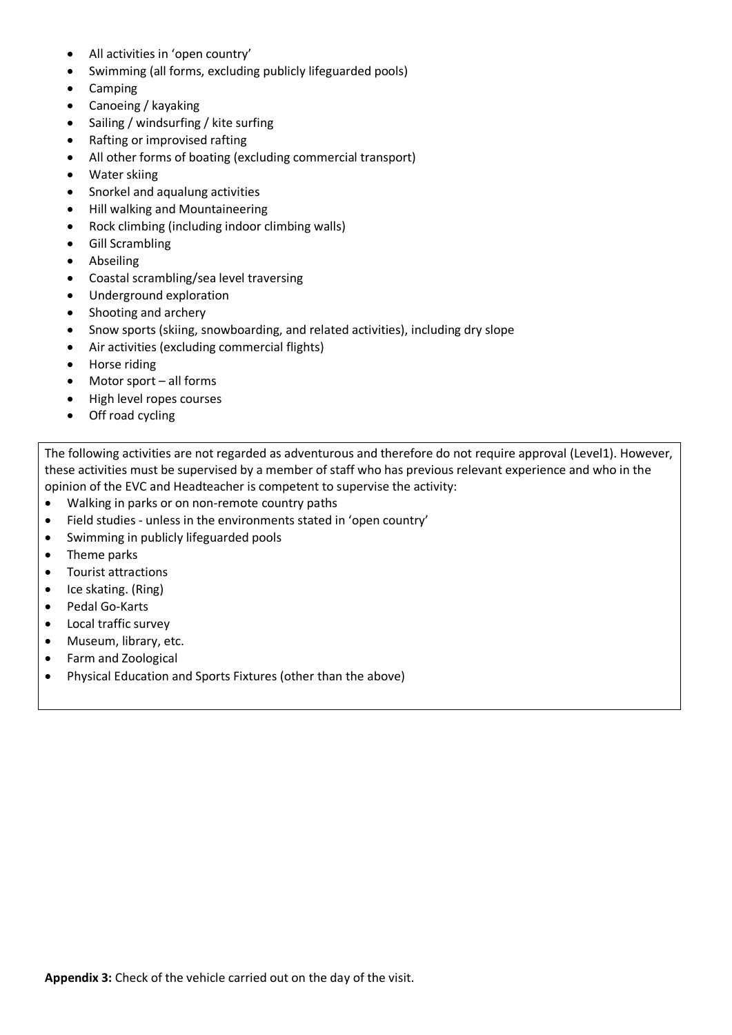- All activities in 'open country'
- Swimming (all forms, excluding publicly lifeguarded pools)
- Camping
- Canoeing / kayaking
- Sailing / windsurfing / kite surfing
- Rafting or improvised rafting
- All other forms of boating (excluding commercial transport)
- Water skiing
- Snorkel and aqualung activities
- Hill walking and Mountaineering
- Rock climbing (including indoor climbing walls)
- Gill Scrambling
- Abseiling
- Coastal scrambling/sea level traversing
- Underground exploration
- Shooting and archery
- Snow sports (skiing, snowboarding, and related activities), including dry slope
- Air activities (excluding commercial flights)
- Horse riding
- Motor sport – all forms
- High level ropes courses
- Off road cycling

The following activities are not regarded as adventurous and therefore do not require approval (Level1). However, these activities must be supervised by a member of staff who has previous relevant experience and who in the opinion of the EVC and Headteacher is competent to supervise the activity:

- Walking in parks or on non-remote country paths
- Field studies - unless in the environments stated in 'open country'
- Swimming in publicly lifeguarded pools
- Theme parks
- Tourist attractions
- Ice skating. (Ring)
- Pedal Go-Karts
- Local traffic survey
- Museum, library, etc.
- Farm and Zoological
- Physical Education and Sports Fixtures (other than the above)

**Appendix 3:** Check of the vehicle carried out on the day of the visit.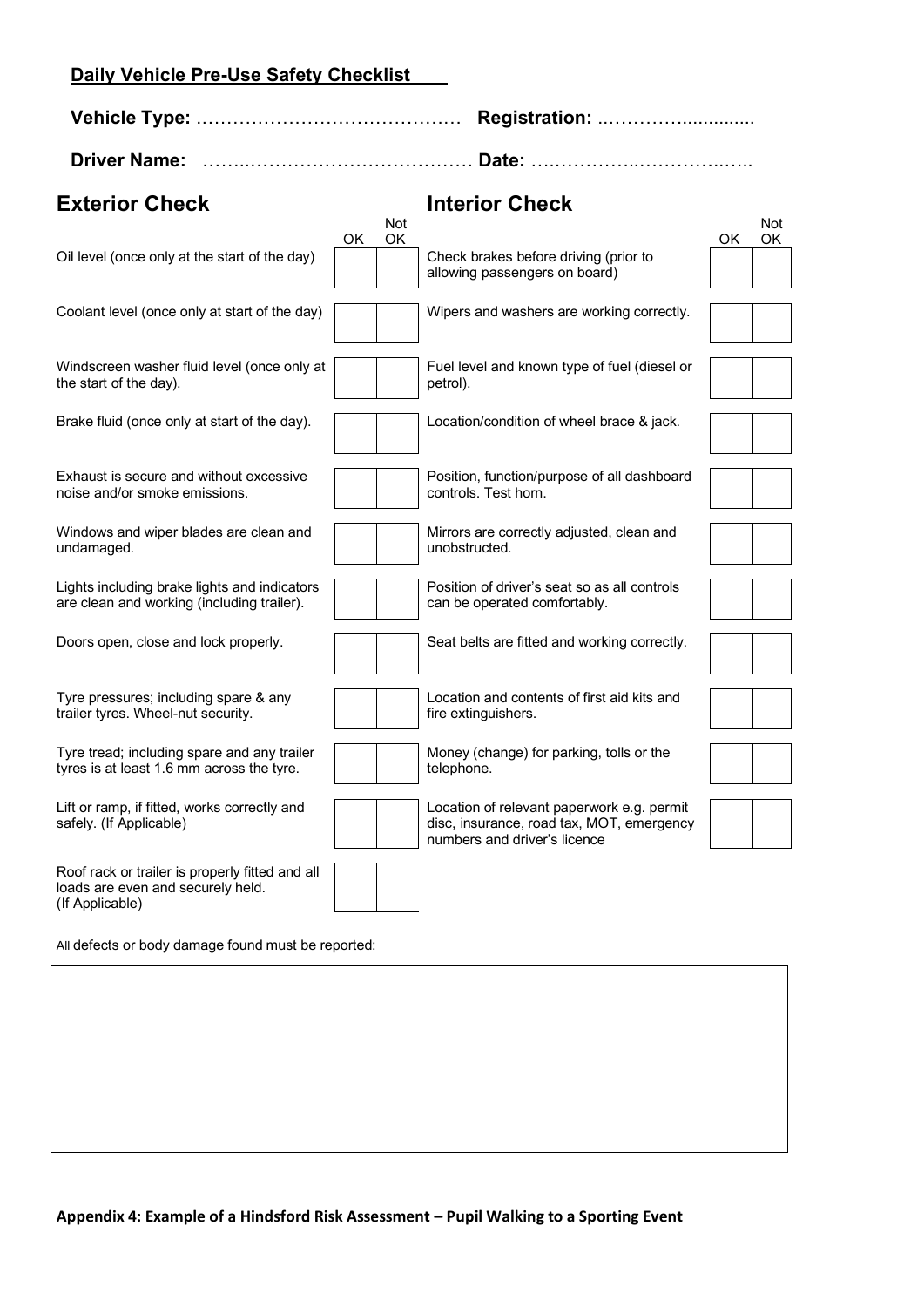## Daily Vehicle Pre-Use Safety Checklist

**Vehicle Type:** …………………………………… **Registration:** ..…………............

**Driver Name:** ……..……………………………… **Date:** ….…………..……………..…..

### Exterior Check

| | OK | Not OK |
|---|---|---|
| Oil level (once only at the start of the day) | | |
| Coolant level (once only at start of the day) | | |
| Windscreen washer fluid level (once only at the start of the day). | | |
| Brake fluid (once only at start of the day). | | |
| Exhaust is secure and without excessive noise and/or smoke emissions. | | |
| Windows and wiper blades are clean and undamaged. | | |
| Lights including brake lights and indicators are clean and working (including trailer). | | |
| Doors open, close and lock properly. | | |
| Tyre pressures; including spare & any trailer tyres. Wheel-nut security. | | |
| Tyre tread; including spare and any trailer tyres is at least 1.6 mm across the tyre. | | |
| Lift or ramp, if fitted, works correctly and safely. (If Applicable) | | |
| Roof rack or trailer is properly fitted and all loads are even and securely held. (If Applicable) | | |

### Interior Check

| | OK | Not OK |
|---|---|---|
| Check brakes before driving (prior to allowing passengers on board) | | |
| Wipers and washers are working correctly. | | |
| Fuel level and known type of fuel (diesel or petrol). | | |
| Location/condition of wheel brace & jack. | | |
| Position, function/purpose of all dashboard controls. Test horn. | | |
| Mirrors are correctly adjusted, clean and unobstructed. | | |
| Position of driver's seat so as all controls can be operated comfortably. | | |
| Seat belts are fitted and working correctly. | | |
| Location and contents of first aid kits and fire extinguishers. | | |
| Money (change) for parking, tolls or the telephone. | | |
| Location of relevant paperwork e.g. permit disc, insurance, road tax, MOT, emergency numbers and driver's licence | | |

All defects or body damage found must be reported:

| |
|---|
| |

**Appendix 4: Example of a Hindsford Risk Assessment – Pupil Walking to a Sporting Event**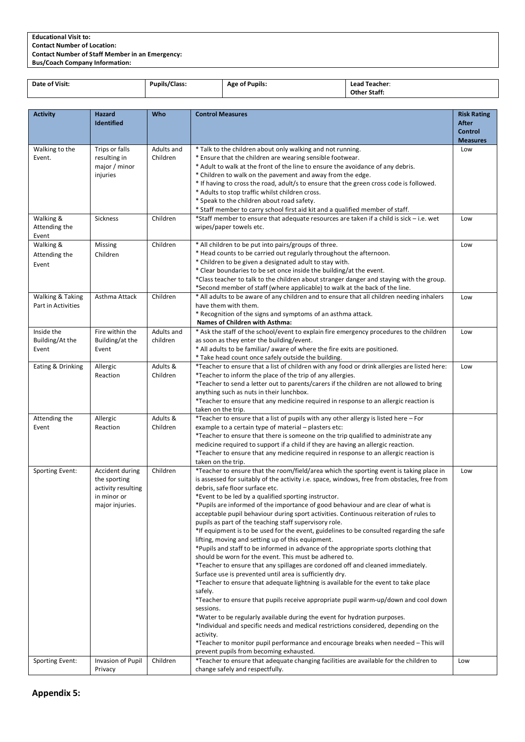**Educational Visit to:**
**Contact Number of Location:**
**Contact Number of Staff Member in an Emergency:**
**Bus/Coach Company Information:**

| **Date of Visit:** | **Pupils/Class:** | **Age of Pupils:** | **Lead Teacher**:<br>**Other Staff:** |
|---|---|---|---|

| Activity | Hazard Identified | Who | Control Measures | Risk Rating After Control Measures |
|---|---|---|---|---|
| Walking to the Event. | Trips or falls resulting in major / minor injuries | Adults and Children | * Talk to the children about only walking and not running.<br>* Ensure that the children are wearing sensible footwear.<br>* Adult to walk at the front of the line to ensure the avoidance of any debris.<br>* Children to walk on the pavement and away from the edge.<br>* If having to cross the road, adult/s to ensure that the green cross code is followed.<br>* Adults to stop traffic whilst children cross.<br>* Speak to the children about road safety.<br>* Staff member to carry school first aid kit and a qualified member of staff. | Low |
| Walking & Attending the Event | Sickness | Children | *Staff member to ensure that adequate resources are taken if a child is sick – i.e. wet wipes/paper towels etc. | Low |
| Walking & Attending the Event | Missing Children | Children | * All children to be put into pairs/groups of three.<br>* Head counts to be carried out regularly throughout the afternoon.<br>* Children to be given a designated adult to stay with.<br>* Clear boundaries to be set once inside the building/at the event.<br>*Class teacher to talk to the children about stranger danger and staying with the group.<br>*Second member of staff (where applicable) to walk at the back of the line. | Low |
| Walking & Taking Part in Activities | Asthma Attack | Children | * All adults to be aware of any children and to ensure that all children needing inhalers have them with them.<br>* Recognition of the signs and symptoms of an asthma attack.<br>**Names of Children with Asthma:** | Low |
| Inside the Building/At the Event | Fire within the Building/at the Event | Adults and children | * Ask the staff of the school/event to explain fire emergency procedures to the children as soon as they enter the building/event.<br>* All adults to be familiar/ aware of where the fire exits are positioned.<br>* Take head count once safely outside the building. | Low |
| Eating & Drinking | Allergic Reaction | Adults & Children | *Teacher to ensure that a list of children with any food or drink allergies are listed here:<br>*Teacher to inform the place of the trip of any allergies.<br>*Teacher to send a letter out to parents/carers if the children are not allowed to bring anything such as nuts in their lunchbox.<br>*Teacher to ensure that any medicine required in response to an allergic reaction is taken on the trip. | Low |
| Attending the Event | Allergic Reaction | Adults & Children | *Teacher to ensure that a list of pupils with any other allergy is listed here – For example to a certain type of material – plasters etc:<br>*Teacher to ensure that there is someone on the trip qualified to administrate any medicine required to support if a child if they are having an allergic reaction.<br>*Teacher to ensure that any medicine required in response to an allergic reaction is taken on the trip. | |
| Sporting Event: | Accident during the sporting activity resulting in minor or major injuries. | Children | *Teacher to ensure that the room/field/area which the sporting event is taking place in is assessed for suitably of the activity i.e. space, windows, free from obstacles, free from debris, safe floor surface etc.<br>*Event to be led by a qualified sporting instructor.<br>*Pupils are informed of the importance of good behaviour and are clear of what is acceptable pupil behaviour during sport activities. Continuous reiteration of rules to pupils as part of the teaching staff supervisory role.<br>*If equipment is to be used for the event, guidelines to be consulted regarding the safe lifting, moving and setting up of this equipment.<br>*Pupils and staff to be informed in advance of the appropriate sports clothing that should be worn for the event. This must be adhered to.<br>*Teacher to ensure that any spillages are cordoned off and cleaned immediately. Surface use is prevented until area is sufficiently dry.<br>*Teacher to ensure that adequate lightning is available for the event to take place safely.<br>*Teacher to ensure that pupils receive appropriate pupil warm-up/down and cool down sessions.<br>*Water to be regularly available during the event for hydration purposes.<br>*Individual and specific needs and medical restrictions considered, depending on the activity.<br>*Teacher to monitor pupil performance and encourage breaks when needed – This will prevent pupils from becoming exhausted. | Low |
| Sporting Event: | Invasion of Pupil Privacy | Children | *Teacher to ensure that adequate changing facilities are available for the children to change safely and respectfully. | Low |

## Appendix 5: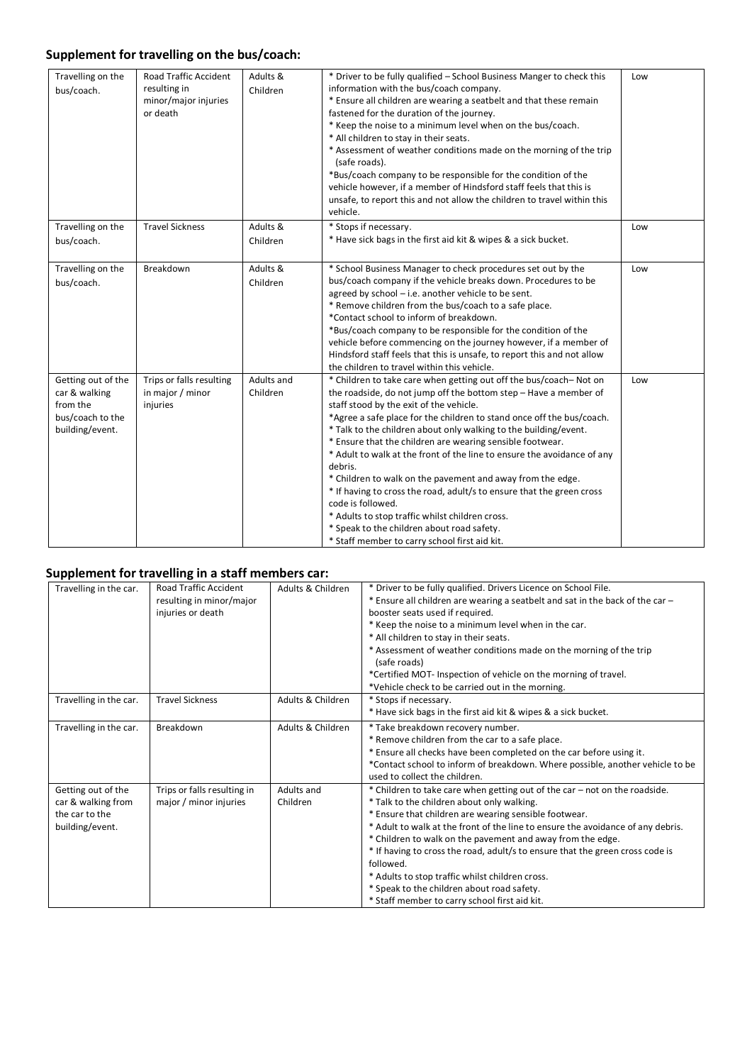## Supplement for travelling on the bus/coach:

| | | | | |
|---|---|---|---|---|
| Travelling on the bus/coach. | Road Traffic Accident resulting in minor/major injuries or death | Adults & Children | * Driver to be fully qualified – School Business Manger to check this information with the bus/coach company.<br>* Ensure all children are wearing a seatbelt and that these remain fastened for the duration of the journey.<br>* Keep the noise to a minimum level when on the bus/coach.<br>* All children to stay in their seats.<br>* Assessment of weather conditions made on the morning of the trip (safe roads).<br>*Bus/coach company to be responsible for the condition of the vehicle however, if a member of Hindsford staff feels that this is unsafe, to report this and not allow the children to travel within this vehicle. | Low |
| Travelling on the bus/coach. | Travel Sickness | Adults & Children | * Stops if necessary.<br>* Have sick bags in the first aid kit & wipes & a sick bucket. | Low |
| Travelling on the bus/coach. | Breakdown | Adults & Children | * School Business Manager to check procedures set out by the bus/coach company if the vehicle breaks down. Procedures to be agreed by school – i.e. another vehicle to be sent.<br>* Remove children from the bus/coach to a safe place.<br>*Contact school to inform of breakdown.<br>*Bus/coach company to be responsible for the condition of the vehicle before commencing on the journey however, if a member of Hindsford staff feels that this is unsafe, to report this and not allow the children to travel within this vehicle. | Low |
| Getting out of the car & walking from the bus/coach to the building/event. | Trips or falls resulting in major / minor injuries | Adults and Children | * Children to take care when getting out off the bus/coach– Not on the roadside, do not jump off the bottom step – Have a member of staff stood by the exit of the vehicle.<br>*Agree a safe place for the children to stand once off the bus/coach.<br>* Talk to the children about only walking to the building/event.<br>* Ensure that the children are wearing sensible footwear.<br>* Adult to walk at the front of the line to ensure the avoidance of any debris.<br>* Children to walk on the pavement and away from the edge.<br>* If having to cross the road, adult/s to ensure that the green cross code is followed.<br>* Adults to stop traffic whilst children cross.<br>* Speak to the children about road safety.<br>* Staff member to carry school first aid kit. | Low |

## Supplement for travelling in a staff members car:

| | | | |
|---|---|---|---|
| Travelling in the car. | Road Traffic Accident resulting in minor/major injuries or death | Adults & Children | * Driver to be fully qualified. Drivers Licence on School File.<br>* Ensure all children are wearing a seatbelt and sat in the back of the car – booster seats used if required.<br>* Keep the noise to a minimum level when in the car.<br>* All children to stay in their seats.<br>* Assessment of weather conditions made on the morning of the trip (safe roads)<br>*Certified MOT- Inspection of vehicle on the morning of travel.<br>*Vehicle check to be carried out in the morning. |
| Travelling in the car. | Travel Sickness | Adults & Children | * Stops if necessary.<br>* Have sick bags in the first aid kit & wipes & a sick bucket. |
| Travelling in the car. | Breakdown | Adults & Children | * Take breakdown recovery number.<br>* Remove children from the car to a safe place.<br>* Ensure all checks have been completed on the car before using it.<br>*Contact school to inform of breakdown. Where possible, another vehicle to be used to collect the children. |
| Getting out of the car & walking from the car to the building/event. | Trips or falls resulting in major / minor injuries | Adults and Children | * Children to take care when getting out of the car – not on the roadside.<br>* Talk to the children about only walking.<br>* Ensure that children are wearing sensible footwear.<br>* Adult to walk at the front of the line to ensure the avoidance of any debris.<br>* Children to walk on the pavement and away from the edge.<br>* If having to cross the road, adult/s to ensure that the green cross code is followed.<br>* Adults to stop traffic whilst children cross.<br>* Speak to the children about road safety.<br>* Staff member to carry school first aid kit. |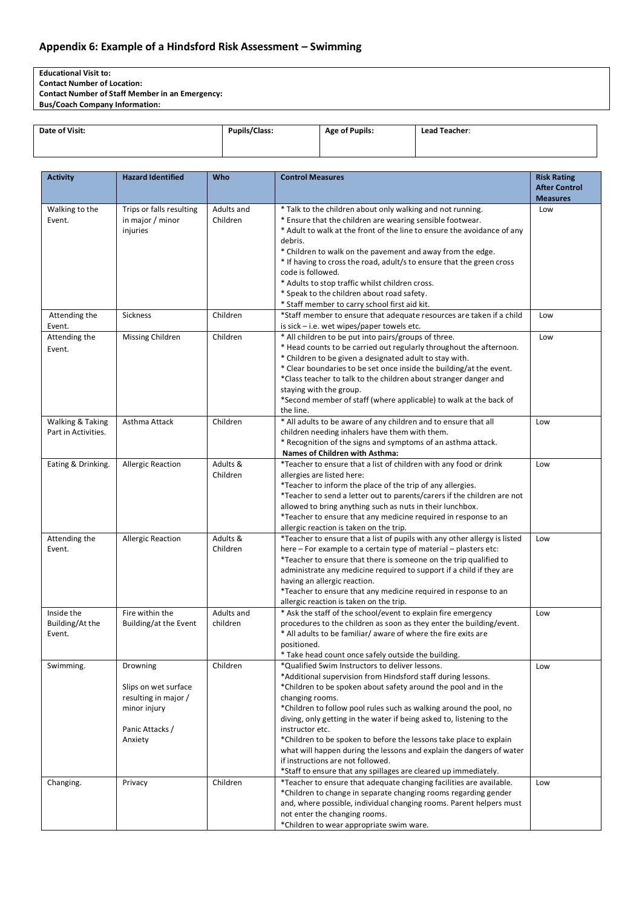## Appendix 6: Example of a Hindsford Risk Assessment – Swimming

| **Educational Visit to:**<br>**Contact Number of Location:**<br>**Contact Number of Staff Member in an Emergency:**<br>**Bus/Coach Company Information:** |
|---|

| **Date of Visit:** | **Pupils/Class:** | **Age of Pupils:** | **Lead Teacher**: |
|---|---|---|---|
| | | | |

| **Activity** | **Hazard Identified** | **Who** | **Control Measures** | **Risk Rating After Control Measures** |
|---|---|---|---|---|
| Walking to the Event. | Trips or falls resulting in major / minor injuries | Adults and Children | * Talk to the children about only walking and not running.<br>* Ensure that the children are wearing sensible footwear.<br>* Adult to walk at the front of the line to ensure the avoidance of any debris.<br>* Children to walk on the pavement and away from the edge.<br>* If having to cross the road, adult/s to ensure that the green cross code is followed.<br>* Adults to stop traffic whilst children cross.<br>* Speak to the children about road safety.<br>* Staff member to carry school first aid kit. | Low |
| Attending the Event. | Sickness | Children | *Staff member to ensure that adequate resources are taken if a child is sick – i.e. wet wipes/paper towels etc. | Low |
| Attending the Event. | Missing Children | Children | * All children to be put into pairs/groups of three.<br>* Head counts to be carried out regularly throughout the afternoon.<br>* Children to be given a designated adult to stay with.<br>* Clear boundaries to be set once inside the building/at the event.<br>*Class teacher to talk to the children about stranger danger and staying with the group.<br>*Second member of staff (where applicable) to walk at the back of the line. | Low |
| Walking & Taking Part in Activities. | Asthma Attack | Children | * All adults to be aware of any children and to ensure that all children needing inhalers have them with them.<br>* Recognition of the signs and symptoms of an asthma attack.<br>**Names of Children with Asthma:** | Low |
| Eating & Drinking. | Allergic Reaction | Adults & Children | *Teacher to ensure that a list of children with any food or drink allergies are listed here:<br>*Teacher to inform the place of the trip of any allergies.<br>*Teacher to send a letter out to parents/carers if the children are not allowed to bring anything such as nuts in their lunchbox.<br>*Teacher to ensure that any medicine required in response to an allergic reaction is taken on the trip. | Low |
| Attending the Event. | Allergic Reaction | Adults & Children | *Teacher to ensure that a list of pupils with any other allergy is listed here – For example to a certain type of material – plasters etc:<br>*Teacher to ensure that there is someone on the trip qualified to administrate any medicine required to support if a child if they are having an allergic reaction.<br>*Teacher to ensure that any medicine required in response to an allergic reaction is taken on the trip. | Low |
| Inside the Building/At the Event. | Fire within the Building/at the Event | Adults and children | * Ask the staff of the school/event to explain fire emergency procedures to the children as soon as they enter the building/event.<br>* All adults to be familiar/ aware of where the fire exits are positioned.<br>* Take head count once safely outside the building. | Low |
| Swimming. | Drowning<br><br>Slips on wet surface resulting in major / minor injury<br><br>Panic Attacks / Anxiety | Children | *Qualified Swim Instructors to deliver lessons.<br>*Additional supervision from Hindsford staff during lessons.<br>*Children to be spoken about safety around the pool and in the changing rooms.<br>*Children to follow pool rules such as walking around the pool, no diving, only getting in the water if being asked to, listening to the instructor etc.<br>*Children to be spoken to before the lessons take place to explain what will happen during the lessons and explain the dangers of water if instructions are not followed.<br>*Staff to ensure that any spillages are cleared up immediately. | Low |
| Changing. | Privacy | Children | *Teacher to ensure that adequate changing facilities are available.<br>*Children to change in separate changing rooms regarding gender and, where possible, individual changing rooms. Parent helpers must not enter the changing rooms.<br>*Children to wear appropriate swim ware. | Low |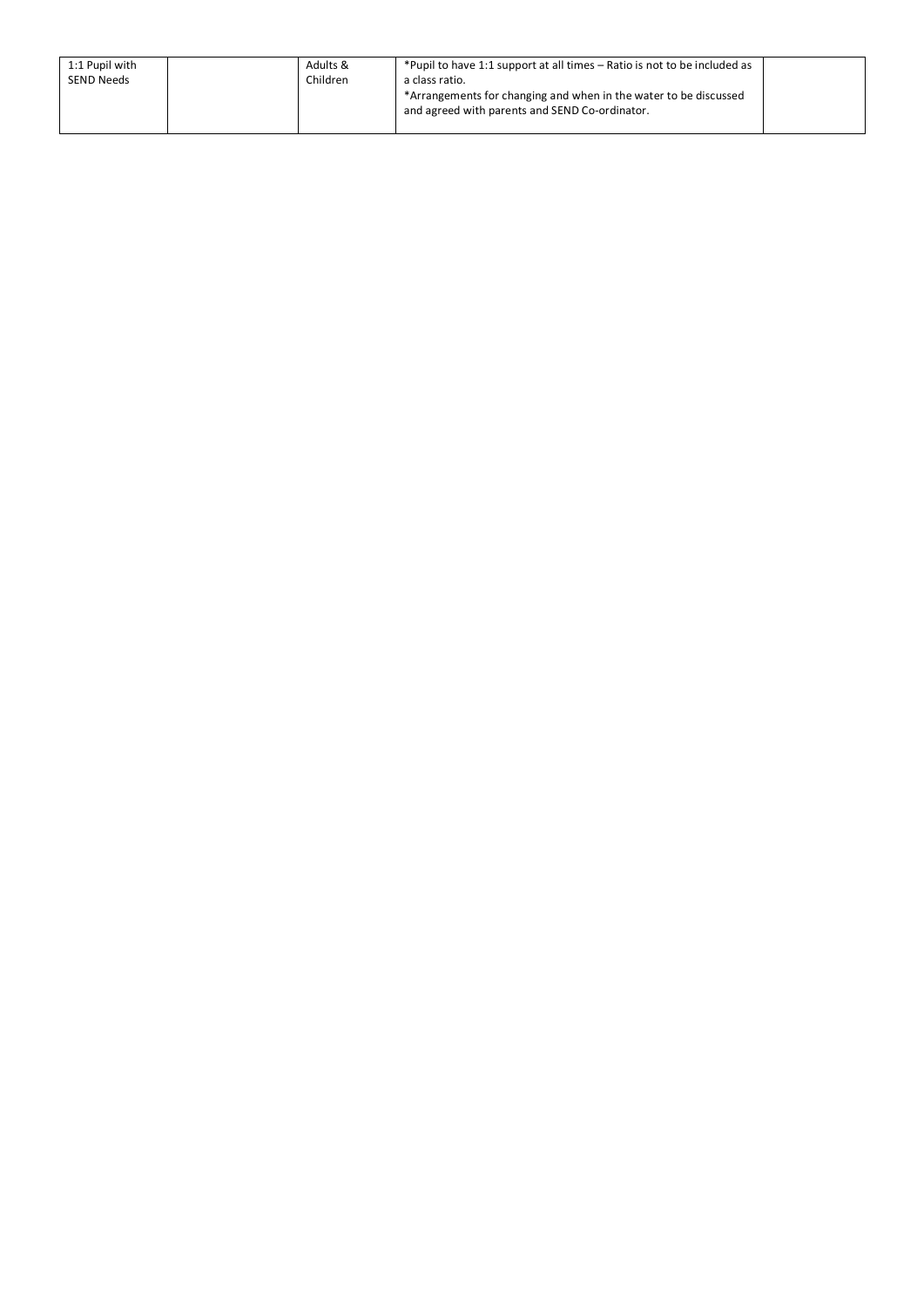| | | | | |
|---|---|---|---|---|
| 1:1 Pupil with SEND Needs | | Adults & Children | *Pupil to have 1:1 support at all times – Ratio is not to be included as a class ratio.<br>*Arrangements for changing and when in the water to be discussed and agreed with parents and SEND Co-ordinator. | |